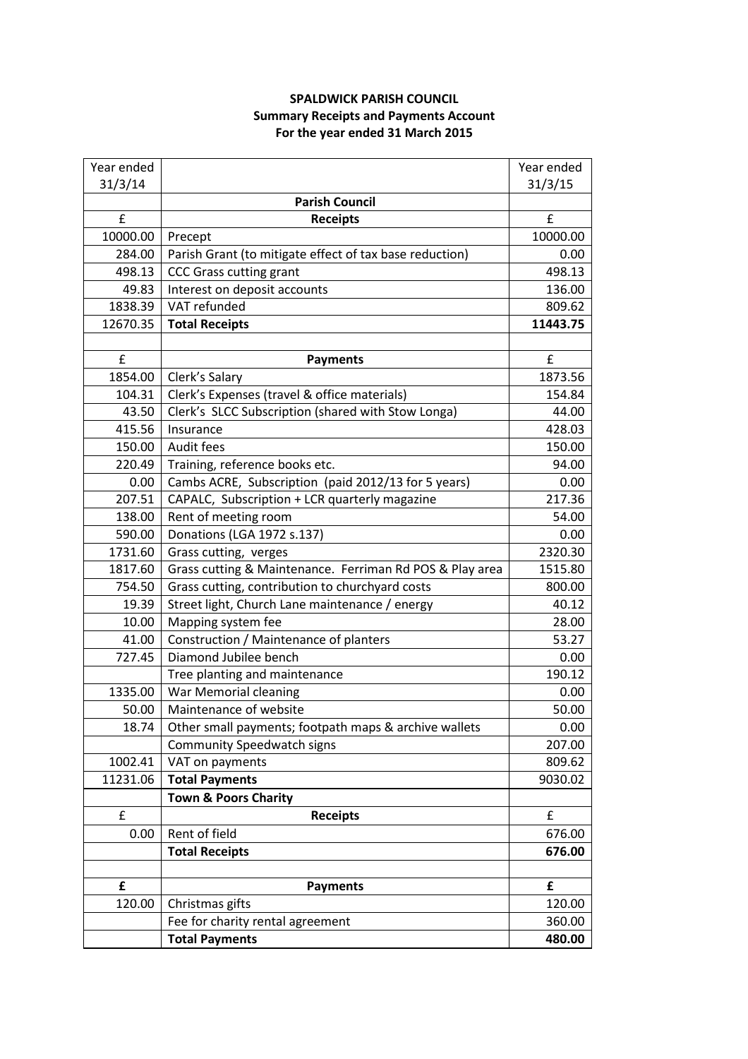**SPALDWICK PARISH COUNCIL**
**Summary Receipts and Payments Account**
**For the year ended 31 March 2015**

| Year ended 31/3/14 | | Year ended 31/3/15 |
|---|---|---|
| | **Parish Council** | |
| £ | **Receipts** | £ |
| 10000.00 | Precept | 10000.00 |
| 284.00 | Parish Grant (to mitigate effect of tax base reduction) | 0.00 |
| 498.13 | CCC Grass cutting grant | 498.13 |
| 49.83 | Interest on deposit accounts | 136.00 |
| 1838.39 | VAT refunded | 809.62 |
| 12670.35 | **Total Receipts** | **11443.75** |
| | | |
| £ | **Payments** | £ |
| 1854.00 | Clerk's Salary | 1873.56 |
| 104.31 | Clerk's Expenses (travel & office materials) | 154.84 |
| 43.50 | Clerk's SLCC Subscription (shared with Stow Longa) | 44.00 |
| 415.56 | Insurance | 428.03 |
| 150.00 | Audit fees | 150.00 |
| 220.49 | Training, reference books etc. | 94.00 |
| 0.00 | Cambs ACRE, Subscription (paid 2012/13 for 5 years) | 0.00 |
| 207.51 | CAPALC, Subscription + LCR quarterly magazine | 217.36 |
| 138.00 | Rent of meeting room | 54.00 |
| 590.00 | Donations (LGA 1972 s.137) | 0.00 |
| 1731.60 | Grass cutting, verges | 2320.30 |
| 1817.60 | Grass cutting & Maintenance. Ferriman Rd POS & Play area | 1515.80 |
| 754.50 | Grass cutting, contribution to churchyard costs | 800.00 |
| 19.39 | Street light, Church Lane maintenance / energy | 40.12 |
| 10.00 | Mapping system fee | 28.00 |
| 41.00 | Construction / Maintenance of planters | 53.27 |
| 727.45 | Diamond Jubilee bench | 0.00 |
| | Tree planting and maintenance | 190.12 |
| 1335.00 | War Memorial cleaning | 0.00 |
| 50.00 | Maintenance of website | 50.00 |
| 18.74 | Other small payments; footpath maps & archive wallets | 0.00 |
| | Community Speedwatch signs | 207.00 |
| 1002.41 | VAT on payments | 809.62 |
| 11231.06 | **Total Payments** | 9030.02 |
| | **Town & Poors Charity** | |
| £ | **Receipts** | £ |
| 0.00 | Rent of field | 676.00 |
| | **Total Receipts** | **676.00** |
| | | |
| **£** | **Payments** | **£** |
| 120.00 | Christmas gifts | 120.00 |
| | Fee for charity rental agreement | 360.00 |
| | **Total Payments** | **480.00** |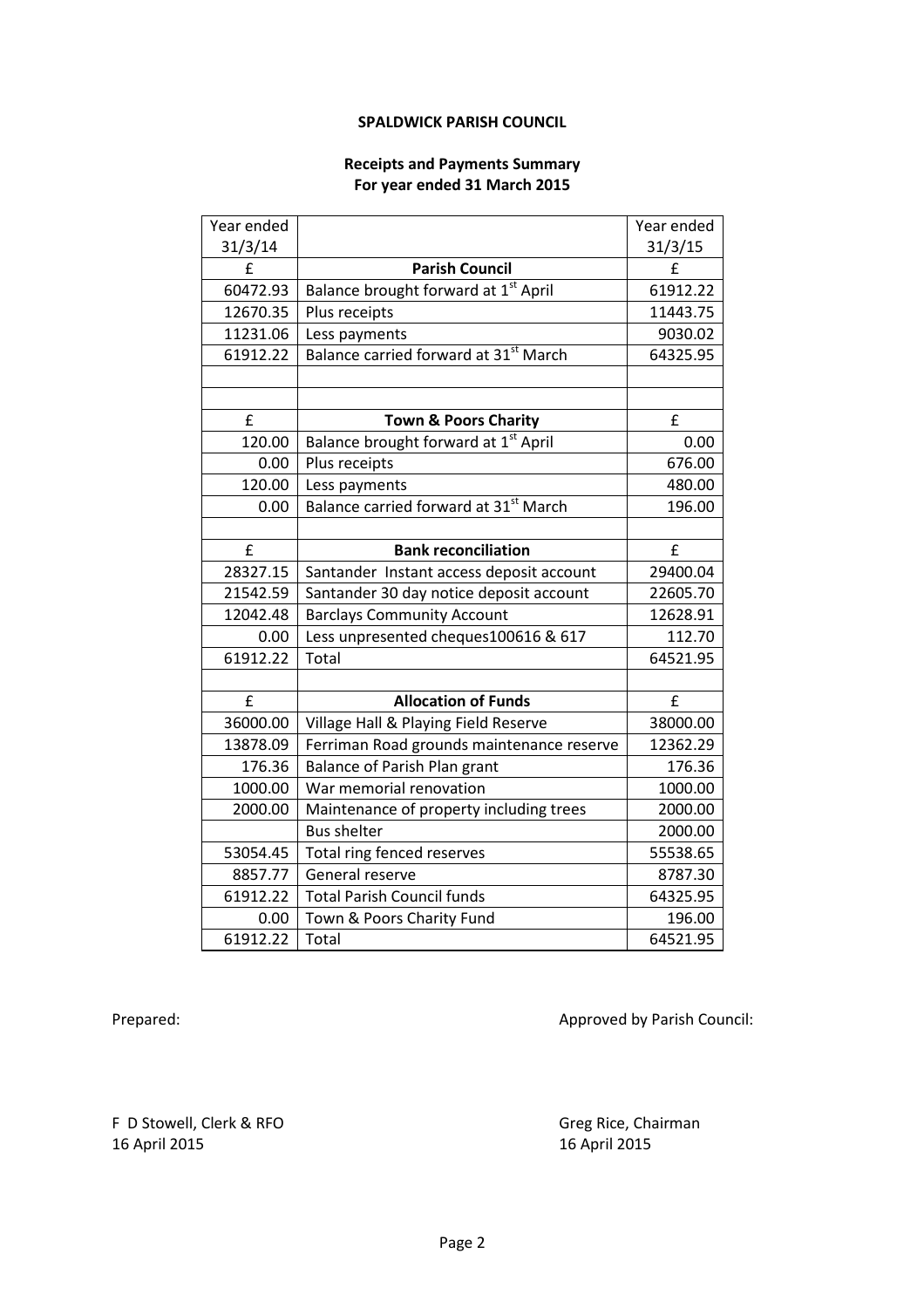**SPALDWICK PARISH COUNCIL**

**Receipts and Payments Summary**
**For year ended 31 March 2015**

| Year ended 31/3/14 | | Year ended 31/3/15 |
|---|---|---|
| £ | **Parish Council** | £ |
| 60472.93 | Balance brought forward at 1st April | 61912.22 |
| 12670.35 | Plus receipts | 11443.75 |
| 11231.06 | Less payments | 9030.02 |
| 61912.22 | Balance carried forward at 31st March | 64325.95 |
| | | |
| | | |
| £ | **Town & Poors Charity** | £ |
| 120.00 | Balance brought forward at 1st April | 0.00 |
| 0.00 | Plus receipts | 676.00 |
| 120.00 | Less payments | 480.00 |
| 0.00 | Balance carried forward at 31st March | 196.00 |
| | | |
| £ | **Bank reconciliation** | £ |
| 28327.15 | Santander Instant access deposit account | 29400.04 |
| 21542.59 | Santander 30 day notice deposit account | 22605.70 |
| 12042.48 | Barclays Community Account | 12628.91 |
| 0.00 | Less unpresented cheques100616 & 617 | 112.70 |
| 61912.22 | Total | 64521.95 |
| | | |
| £ | **Allocation of Funds** | £ |
| 36000.00 | Village Hall & Playing Field Reserve | 38000.00 |
| 13878.09 | Ferriman Road grounds maintenance reserve | 12362.29 |
| 176.36 | Balance of Parish Plan grant | 176.36 |
| 1000.00 | War memorial renovation | 1000.00 |
| 2000.00 | Maintenance of property including trees | 2000.00 |
| | Bus shelter | 2000.00 |
| 53054.45 | Total ring fenced reserves | 55538.65 |
| 8857.77 | General reserve | 8787.30 |
| 61912.22 | Total Parish Council funds | 64325.95 |
| 0.00 | Town & Poors Charity Fund | 196.00 |
| 61912.22 | Total | 64521.95 |

Prepared:

F D Stowell, Clerk & RFO
16 April 2015

Approved by Parish Council:

Greg Rice, Chairman
16 April 2015